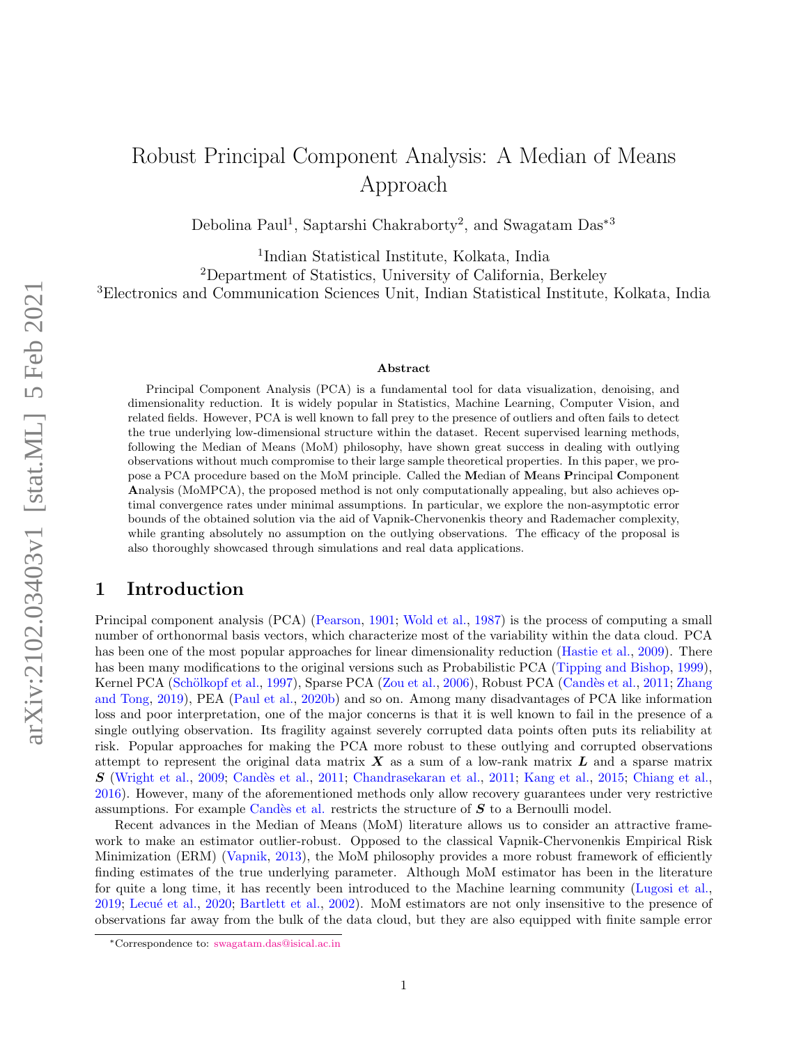# Robust Principal Component Analysis: A Median of Means Approach

Debolina Paul[1], Saptarshi Chakraborty[2], and Swagatam Das*[3]

[1]Indian Statistical Institute, Kolkata, India
[2]Department of Statistics, University of California, Berkeley
[3]Electronics and Communication Sciences Unit, Indian Statistical Institute, Kolkata, India

### Abstract

Principal Component Analysis (PCA) is a fundamental tool for data visualization, denoising, and dimensionality reduction. It is widely popular in Statistics, Machine Learning, Computer Vision, and related fields. However, PCA is well known to fall prey to the presence of outliers and often fails to detect the true underlying low-dimensional structure within the dataset. Recent supervised learning methods, following the Median of Means (MoM) philosophy, have shown great success in dealing with outlying observations without much compromise to their large sample theoretical properties. In this paper, we propose a PCA procedure based on the MoM principle. Called the **M**edian of **M**eans **P**rincipal **C**omponent **A**nalysis (MoMPCA), the proposed method is not only computationally appealing, but also achieves optimal convergence rates under minimal assumptions. In particular, we explore the non-asymptotic error bounds of the obtained solution via the aid of Vapnik-Chervonenkis theory and Rademacher complexity, while granting absolutely no assumption on the outlying observations. The efficacy of the proposal is also thoroughly showcased through simulations and real data applications.

## 1 Introduction

Principal component analysis (PCA) (Pearson, 1901; Wold et al., 1987) is the process of computing a small number of orthonormal basis vectors, which characterize most of the variability within the data cloud. PCA has been one of the most popular approaches for linear dimensionality reduction (Hastie et al., 2009). There has been many modifications to the original versions such as Probabilistic PCA (Tipping and Bishop, 1999), Kernel PCA (Schölkopf et al., 1997), Sparse PCA (Zou et al., 2006), Robust PCA (Candès et al., 2011; Zhang and Tong, 2019), PEA (Paul et al., 2020b) and so on. Among many disadvantages of PCA like information loss and poor interpretation, one of the major concerns is that it is well known to fail in the presence of a single outlying observation. Its fragility against severely corrupted data points often puts its reliability at risk. Popular approaches for making the PCA more robust to these outlying and corrupted observations attempt to represent the original data matrix $\boldsymbol{X}$ as a sum of a low-rank matrix $\boldsymbol{L}$ and a sparse matrix $\boldsymbol{S}$ (Wright et al., 2009; Candès et al., 2011; Chandrasekaran et al., 2011; Kang et al., 2015; Chiang et al., 2016). However, many of the aforementioned methods only allow recovery guarantees under very restrictive assumptions. For example Candès et al. restricts the structure of $\boldsymbol{S}$ to a Bernoulli model.

Recent advances in the Median of Means (MoM) literature allows us to consider an attractive framework to make an estimator outlier-robust. Opposed to the classical Vapnik-Chervonenkis Empirical Risk Minimization (ERM) (Vapnik, 2013), the MoM philosophy provides a more robust framework of efficiently finding estimates of the true underlying parameter. Although MoM estimator has been in the literature for quite a long time, it has recently been introduced to the Machine learning community (Lugosi et al., 2019; Lecué et al., 2020; Bartlett et al., 2002). MoM estimators are not only insensitive to the presence of observations far away from the bulk of the data cloud, but they are also equipped with finite sample error

*Correspondence to: swagatam.das@isical.ac.in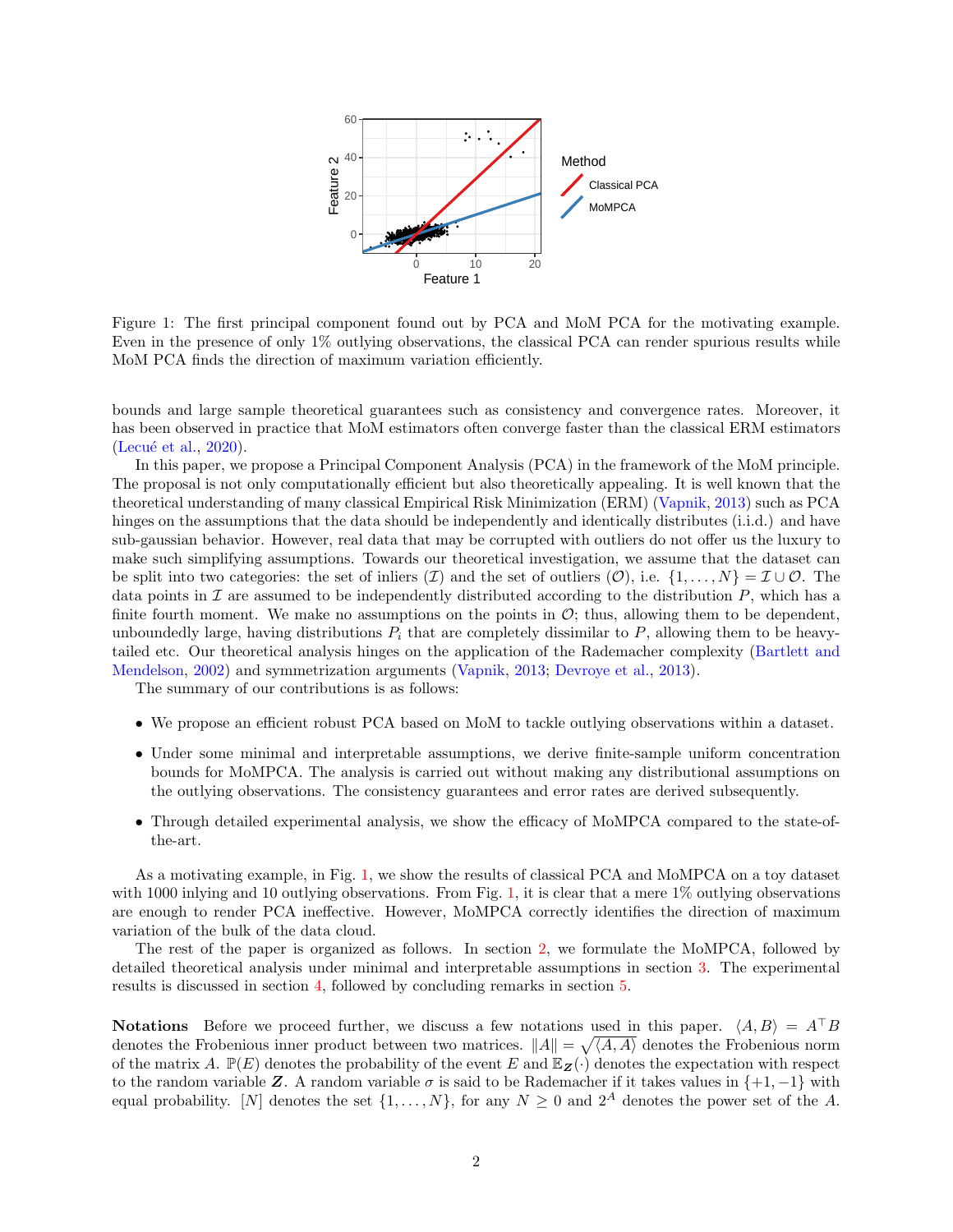Figure 1: The first principal component found out by PCA and MoM PCA for the motivating example. Even in the presence of only 1% outlying observations, the classical PCA can render spurious results while MoM PCA finds the direction of maximum variation efficiently.

bounds and large sample theoretical guarantees such as consistency and convergence rates. Moreover, it has been observed in practice that MoM estimators often converge faster than the classical ERM estimators (Lecué et al., 2020).

In this paper, we propose a Principal Component Analysis (PCA) in the framework of the MoM principle. The proposal is not only computationally efficient but also theoretically appealing. It is well known that the theoretical understanding of many classical Empirical Risk Minimization (ERM) (Vapnik, 2013) such as PCA hinges on the assumptions that the data should be independently and identically distributes (i.i.d.) and have sub-gaussian behavior. However, real data that may be corrupted with outliers do not offer us the luxury to make such simplifying assumptions. Towards our theoretical investigation, we assume that the dataset can be split into two categories: the set of inliers ($\mathcal{I}$) and the set of outliers ($\mathcal{O}$), i.e. $\{1, \dots, N\} = \mathcal{I} \cup \mathcal{O}$. The data points in $\mathcal{I}$ are assumed to be independently distributed according to the distribution $P$, which has a finite fourth moment. We make no assumptions on the points in $\mathcal{O}$; thus, allowing them to be dependent, unboundedly large, having distributions $P_i$ that are completely dissimilar to $P$, allowing them to be heavy-tailed etc. Our theoretical analysis hinges on the application of the Rademacher complexity (Bartlett and Mendelson, 2002) and symmetrization arguments (Vapnik, 2013; Devroye et al., 2013).

The summary of our contributions is as follows:

- We propose an efficient robust PCA based on MoM to tackle outlying observations within a dataset.
- Under some minimal and interpretable assumptions, we derive finite-sample uniform concentration bounds for MoMPCA. The analysis is carried out without making any distributional assumptions on the outlying observations. The consistency guarantees and error rates are derived subsequently.
- Through detailed experimental analysis, we show the efficacy of MoMPCA compared to the state-of-the-art.

As a motivating example, in Fig. 1, we show the results of classical PCA and MoMPCA on a toy dataset with 1000 inlying and 10 outlying observations. From Fig. 1, it is clear that a mere 1% outlying observations are enough to render PCA ineffective. However, MoMPCA correctly identifies the direction of maximum variation of the bulk of the data cloud.

The rest of the paper is organized as follows. In section 2, we formulate the MoMPCA, followed by detailed theoretical analysis under minimal and interpretable assumptions in section 3. The experimental results is discussed in section 4, followed by concluding remarks in section 5.

**Notations** Before we proceed further, we discuss a few notations used in this paper. $\langle A, B \rangle = A^\top B$ denotes the Frobenious inner product between two matrices. $\|A\| = \sqrt{\langle A, A \rangle}$ denotes the Frobenious norm of the matrix $A$. $\mathbb{P}(E)$ denotes the probability of the event $E$ and $\mathbb{E}_{\boldsymbol{Z}}(\cdot)$ denotes the expectation with respect to the random variable $\boldsymbol{Z}$. A random variable $\sigma$ is said to be Rademacher if it takes values in $\{+1, -1\}$ with equal probability. $[N]$ denotes the set $\{1, \dots, N\}$, for any $N \geq 0$ and $2^A$ denotes the power set of the $A$.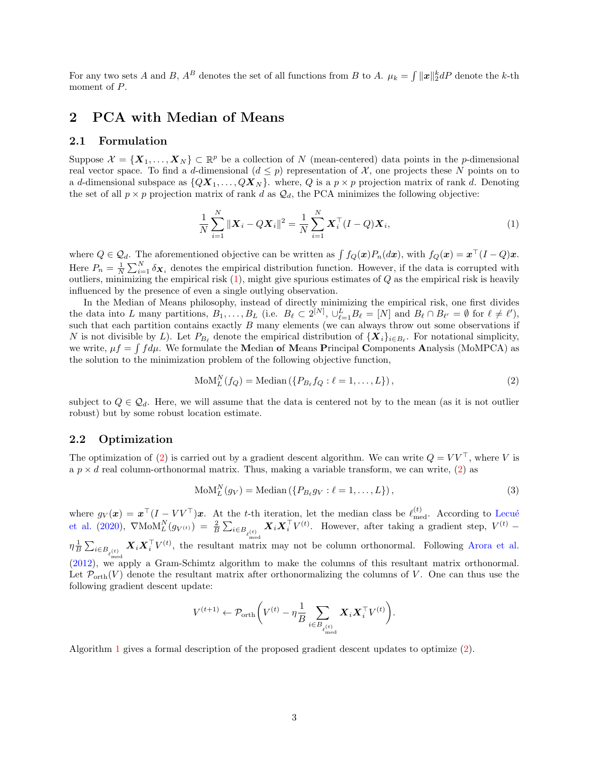For any two sets $A$ and $B$, $A^B$ denotes the set of all functions from $B$ to $A$. $\mu_k = \int \|\boldsymbol{x}\|_2^k dP$ denote the $k$-th moment of $P$.

## 2 PCA with Median of Means

### 2.1 Formulation

Suppose $\mathcal{X} = \{\boldsymbol{X}_1, \dots, \boldsymbol{X}_N\} \subset \mathbb{R}^p$ be a collection of $N$ (mean-centered) data points in the $p$-dimensional real vector space. To find a $d$-dimensional ($d \le p$) representation of $\mathcal{X}$, one projects these $N$ points on to a $d$-dimensional subspace as $\{Q\boldsymbol{X}_1, \dots, Q\boldsymbol{X}_N\}$. where, $Q$ is a $p \times p$ projection matrix of rank $d$. Denoting the set of all $p \times p$ projection matrix of rank $d$ as $\mathcal{Q}_d$, the PCA minimizes the following objective:

$$\frac{1}{N}\sum_{i=1}^{N} \|\boldsymbol{X}_i - Q\boldsymbol{X}_i\|^2 = \frac{1}{N}\sum_{i=1}^{N} \boldsymbol{X}_i^\top (I - Q)\boldsymbol{X}_i, \tag{1}$$

where $Q \in \mathcal{Q}_d$. The aforementioned objective can be written as $\int f_Q(\boldsymbol{x}) P_n(d\boldsymbol{x})$, with $f_Q(\boldsymbol{x}) = \boldsymbol{x}^\top (I - Q)\boldsymbol{x}$. Here $P_n = \frac{1}{N}\sum_{i=1}^{N} \delta_{\boldsymbol{X}_i}$ denotes the empirical distribution function. However, if the data is corrupted with outliers, minimizing the empirical risk (1), might give spurious estimates of $Q$ as the empirical risk is heavily influenced by the presence of even a single outlying observation.

In the Median of Means philosophy, instead of directly minimizing the empirical risk, one first divides the data into $L$ many partitions, $B_1, \dots, B_L$ (i.e. $B_\ell \subset 2^{[N]}$, $\cup_{\ell=1}^{L} B_\ell = [N]$ and $B_\ell \cap B_{\ell'} = \emptyset$ for $\ell \neq \ell'$), such that each partition contains exactly $B$ many elements (we can always throw out some observations if $N$ is not divisible by $L$). Let $P_{B_\ell}$ denote the empirical distribution of $\{\boldsymbol{X}_i\}_{i \in B_\ell}$. For notational simplicity, we write, $\mu f = \int f d\mu$. We formulate the **M**edian **o**f **M**eans **P**rincipal **C**omponents **A**nalysis (MoMPCA) as the solution to the minimization problem of the following objective function,

$$\text{MoM}_L^N(f_Q) = \text{Median}\left(\{P_{B_\ell} f_Q : \ell = 1, \dots, L\}\right), \tag{2}$$

subject to $Q \in \mathcal{Q}_d$. Here, we will assume that the data is centered not by to the mean (as it is not outlier robust) but by some robust location estimate.

### 2.2 Optimization

The optimization of (2) is carried out by a gradient descent algorithm. We can write $Q = VV^\top$, where $V$ is a $p \times d$ real column-orthonormal matrix. Thus, making a variable transform, we can write, (2) as

$$\text{MoM}_L^N(g_V) = \text{Median}\left(\{P_{B_\ell} g_V : \ell = 1, \dots, L\}\right), \tag{3}$$

where $g_V(\boldsymbol{x}) = \boldsymbol{x}^\top (I - VV^\top)\boldsymbol{x}$. At the $t$-th iteration, let the median class be $\ell_{\text{med}}^{(t)}$. According to Lecué et al. (2020), $\nabla \text{MoM}_L^N(g_{V^{(t)}}) = \frac{2}{B}\sum_{i \in B_{\ell_{\text{med}}^{(t)}}} \boldsymbol{X}_i \boldsymbol{X}_i^\top V^{(t)}$. However, after taking a gradient step, $V^{(t)} - \eta \frac{1}{B}\sum_{i \in B_{\ell_{\text{med}}^{(t)}}} \boldsymbol{X}_i \boldsymbol{X}_i^\top V^{(t)}$, the resultant matrix may not be column orthonormal. Following Arora et al. (2012), we apply a Gram-Schimtz algorithm to make the columns of this resultant matrix orthonormal. Let $\mathcal{P}_{\text{orth}}(V)$ denote the resultant matrix after orthonormalizing the columns of $V$. One can thus use the following gradient descent update:

$$V^{(t+1)} \leftarrow \mathcal{P}_{\text{orth}}\left(V^{(t)} - \eta \frac{1}{B}\sum_{i \in B_{\ell_{\text{med}}^{(t)}}} \boldsymbol{X}_i \boldsymbol{X}_i^\top V^{(t)}\right).$$

Algorithm 1 gives a formal description of the proposed gradient descent updates to optimize (2).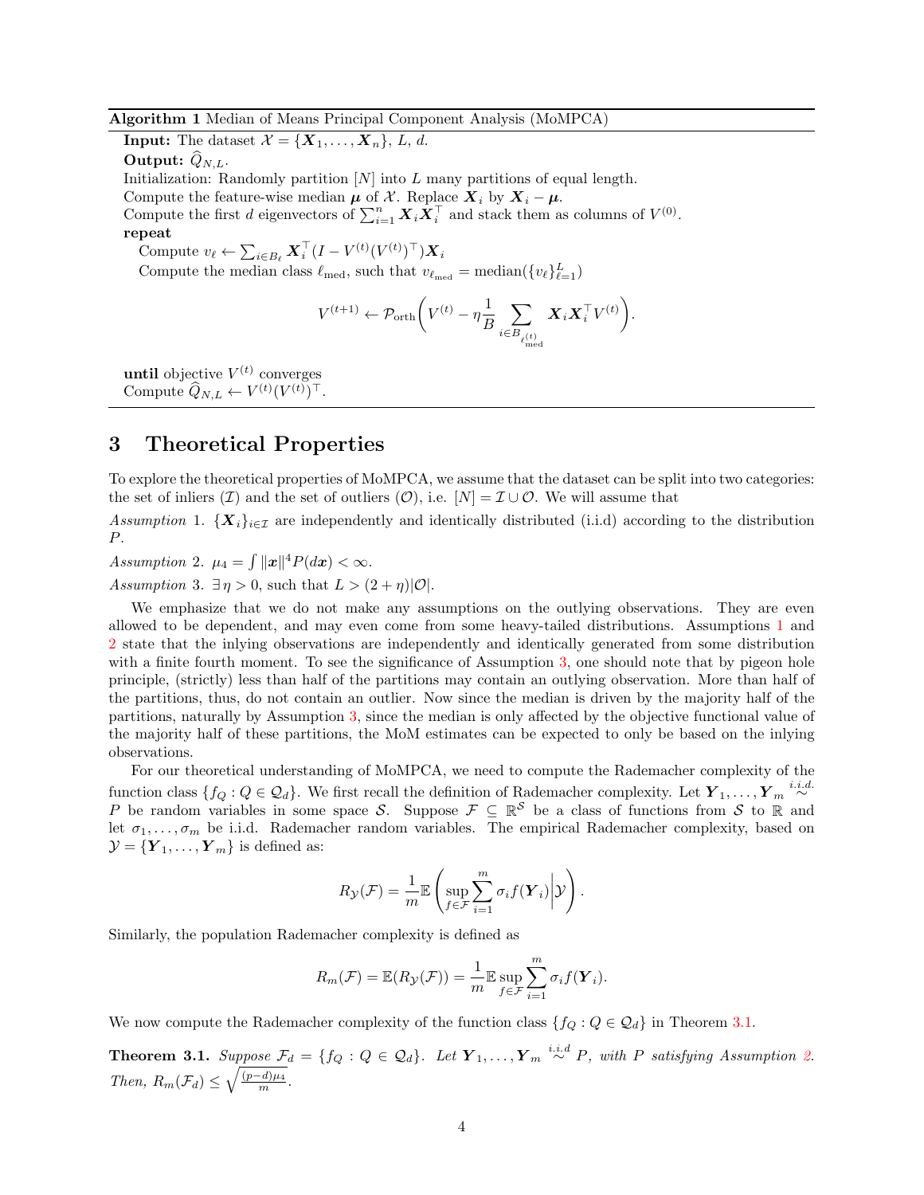**Algorithm 1** Median of Means Principal Component Analysis (MoMPCA)

**Input:** The dataset $\mathcal{X} = \{\boldsymbol{X}_1, \ldots, \boldsymbol{X}_n\}$, $L$, $d$.

**Output:** $\widehat{Q}_{N,L}$.

Initialization: Randomly partition $[N]$ into $L$ many partitions of equal length.

Compute the feature-wise median $\boldsymbol{\mu}$ of $\mathcal{X}$. Replace $\boldsymbol{X}_i$ by $\boldsymbol{X}_i - \boldsymbol{\mu}$.

Compute the first $d$ eigenvectors of $\sum_{i=1}^n \boldsymbol{X}_i \boldsymbol{X}_i^\top$ and stack them as columns of $V^{(0)}$.

**repeat**

  Compute $v_\ell \leftarrow \sum_{i \in B_\ell} \boldsymbol{X}_i^\top (I - V^{(t)}(V^{(t)})^\top) \boldsymbol{X}_i$

  Compute the median class $\ell_{\text{med}}$, such that $v_{\ell_{\text{med}}} = \text{median}(\{v_\ell\}_{\ell=1}^L)$

$$V^{(t+1)} \leftarrow \mathcal{P}_{\text{orth}}\bigg(V^{(t)} - \eta \frac{1}{B} \sum_{i \in B_{\ell^{(t)}_{\text{med}}}} \boldsymbol{X}_i \boldsymbol{X}_i^\top V^{(t)}\bigg).$$

**until** objective $V^{(t)}$ converges

Compute $\widehat{Q}_{N,L} \leftarrow V^{(t)}(V^{(t)})^\top$.

## 3 Theoretical Properties

To explore the theoretical properties of MoMPCA, we assume that the dataset can be split into two categories: the set of inliers ($\mathcal{I}$) and the set of outliers ($\mathcal{O}$), i.e. $[N] = \mathcal{I} \cup \mathcal{O}$. We will assume that

*Assumption* 1. $\{\boldsymbol{X}_i\}_{i \in \mathcal{I}}$ are independently and identically distributed (i.i.d) according to the distribution $P$.

*Assumption* 2. $\mu_4 = \int \|\boldsymbol{x}\|^4 P(d\boldsymbol{x}) < \infty$.

*Assumption* 3. $\exists \, \eta > 0$, such that $L > (2 + \eta)|\mathcal{O}|$.

We emphasize that we do not make any assumptions on the outlying observations. They are even allowed to be dependent, and may even come from some heavy-tailed distributions. Assumptions 1 and 2 state that the inlying observations are independently and identically generated from some distribution with a finite fourth moment. To see the significance of Assumption 3, one should note that by pigeon hole principle, (strictly) less than half of the partitions may contain an outlying observation. More than half of the partitions, thus, do not contain an outlier. Now since the median is driven by the majority half of the partitions, naturally by Assumption 3, since the median is only affected by the objective functional value of the majority half of these partitions, the MoM estimates can be expected to only be based on the inlying observations.

For our theoretical understanding of MoMPCA, we need to compute the Rademacher complexity of the function class $\{f_Q : Q \in \mathcal{Q}_d\}$. We first recall the definition of Rademacher complexity. Let $\boldsymbol{Y}_1, \ldots, \boldsymbol{Y}_m \overset{i.i.d.}{\sim} P$ be random variables in some space $\mathcal{S}$. Suppose $\mathcal{F} \subseteq \mathbb{R}^{\mathcal{S}}$ be a class of functions from $\mathcal{S}$ to $\mathbb{R}$ and let $\sigma_1, \ldots, \sigma_m$ be i.i.d. Rademacher random variables. The empirical Rademacher complexity, based on $\mathcal{Y} = \{\boldsymbol{Y}_1, \ldots, \boldsymbol{Y}_m\}$ is defined as:

$$R_{\mathcal{Y}}(\mathcal{F}) = \frac{1}{m} \mathbb{E}\left( \sup_{f \in \mathcal{F}} \sum_{i=1}^m \sigma_i f(\boldsymbol{Y}_i) \bigg| \mathcal{Y} \right).$$

Similarly, the population Rademacher complexity is defined as

$$R_m(\mathcal{F}) = \mathbb{E}(R_{\mathcal{Y}}(\mathcal{F})) = \frac{1}{m} \mathbb{E} \sup_{f \in \mathcal{F}} \sum_{i=1}^m \sigma_i f(\boldsymbol{Y}_i).$$

We now compute the Rademacher complexity of the function class $\{f_Q : Q \in \mathcal{Q}_d\}$ in Theorem 3.1.

**Theorem 3.1.** *Suppose $\mathcal{F}_d = \{f_Q : Q \in \mathcal{Q}_d\}$. Let $\boldsymbol{Y}_1, \ldots, \boldsymbol{Y}_m \overset{i.i.d}{\sim} P$, with $P$ satisfying Assumption 2. Then, $R_m(\mathcal{F}_d) \leq \sqrt{\frac{(p-d)\mu_4}{m}}$.*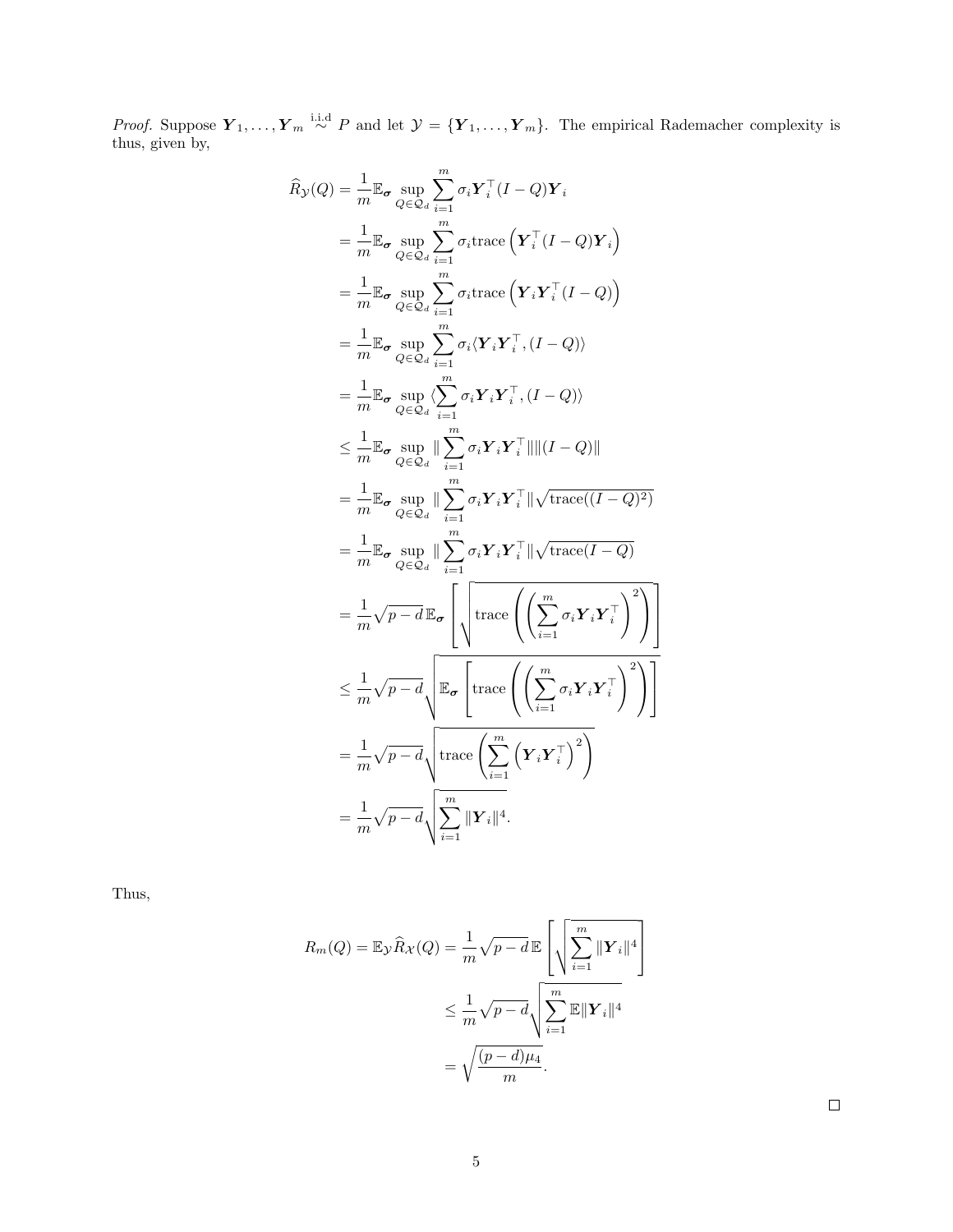*Proof.* Suppose $\boldsymbol{Y}_1, \ldots, \boldsymbol{Y}_m \overset{\text{i.i.d}}{\sim} P$ and let $\mathcal{Y} = \{\boldsymbol{Y}_1, \ldots, \boldsymbol{Y}_m\}$. The empirical Rademacher complexity is thus, given by,

$$
\begin{aligned}
\widehat{R}_{\mathcal{Y}}(Q) &= \frac{1}{m}\mathbb{E}_{\boldsymbol{\sigma}} \sup_{Q \in \mathcal{Q}_d} \sum_{i=1}^{m} \sigma_i \boldsymbol{Y}_i^\top (I - Q)\boldsymbol{Y}_i \\
&= \frac{1}{m}\mathbb{E}_{\boldsymbol{\sigma}} \sup_{Q \in \mathcal{Q}_d} \sum_{i=1}^{m} \sigma_i \text{trace}\left(\boldsymbol{Y}_i^\top (I - Q)\boldsymbol{Y}_i\right) \\
&= \frac{1}{m}\mathbb{E}_{\boldsymbol{\sigma}} \sup_{Q \in \mathcal{Q}_d} \sum_{i=1}^{m} \sigma_i \text{trace}\left(\boldsymbol{Y}_i \boldsymbol{Y}_i^\top (I - Q)\right) \\
&= \frac{1}{m}\mathbb{E}_{\boldsymbol{\sigma}} \sup_{Q \in \mathcal{Q}_d} \sum_{i=1}^{m} \sigma_i \langle \boldsymbol{Y}_i \boldsymbol{Y}_i^\top, (I - Q)\rangle \\
&= \frac{1}{m}\mathbb{E}_{\boldsymbol{\sigma}} \sup_{Q \in \mathcal{Q}_d} \langle \sum_{i=1}^{m} \sigma_i \boldsymbol{Y}_i \boldsymbol{Y}_i^\top, (I - Q)\rangle \\
&\leq \frac{1}{m}\mathbb{E}_{\boldsymbol{\sigma}} \sup_{Q \in \mathcal{Q}_d} \| \sum_{i=1}^{m} \sigma_i \boldsymbol{Y}_i \boldsymbol{Y}_i^\top \| \|(I - Q)\| \\
&= \frac{1}{m}\mathbb{E}_{\boldsymbol{\sigma}} \sup_{Q \in \mathcal{Q}_d} \| \sum_{i=1}^{m} \sigma_i \boldsymbol{Y}_i \boldsymbol{Y}_i^\top \| \sqrt{\text{trace}((I - Q)^2)} \\
&= \frac{1}{m}\mathbb{E}_{\boldsymbol{\sigma}} \sup_{Q \in \mathcal{Q}_d} \| \sum_{i=1}^{m} \sigma_i \boldsymbol{Y}_i \boldsymbol{Y}_i^\top \| \sqrt{\text{trace}(I - Q)} \\
&= \frac{1}{m}\sqrt{p - d}\,\mathbb{E}_{\boldsymbol{\sigma}} \left[ \sqrt{\text{trace}\left(\left(\sum_{i=1}^{m} \sigma_i \boldsymbol{Y}_i \boldsymbol{Y}_i^\top\right)^2\right)} \right] \\
&\leq \frac{1}{m}\sqrt{p - d} \sqrt{\mathbb{E}_{\boldsymbol{\sigma}} \left[ \text{trace}\left(\left(\sum_{i=1}^{m} \sigma_i \boldsymbol{Y}_i \boldsymbol{Y}_i^\top\right)^2\right) \right]} \\
&= \frac{1}{m}\sqrt{p - d} \sqrt{\text{trace}\left(\sum_{i=1}^{m} \left(\boldsymbol{Y}_i \boldsymbol{Y}_i^\top\right)^2\right)} \\
&= \frac{1}{m}\sqrt{p - d} \sqrt{\sum_{i=1}^{m} \|\boldsymbol{Y}_i\|^4}.
\end{aligned}
$$

Thus,

$$
\begin{aligned}
R_m(Q) = \mathbb{E}_{\mathcal{Y}} \widehat{R}_{\mathcal{X}}(Q) = \frac{1}{m}\sqrt{p - d}\,\mathbb{E}\left[ \sqrt{\sum_{i=1}^{m} \|\boldsymbol{Y}_i\|^4} \right] \\
\leq \frac{1}{m}\sqrt{p - d} \sqrt{\sum_{i=1}^{m} \mathbb{E}\|\boldsymbol{Y}_i\|^4} \\
= \sqrt{\frac{(p - d)\mu_4}{m}}.
\end{aligned}
$$

□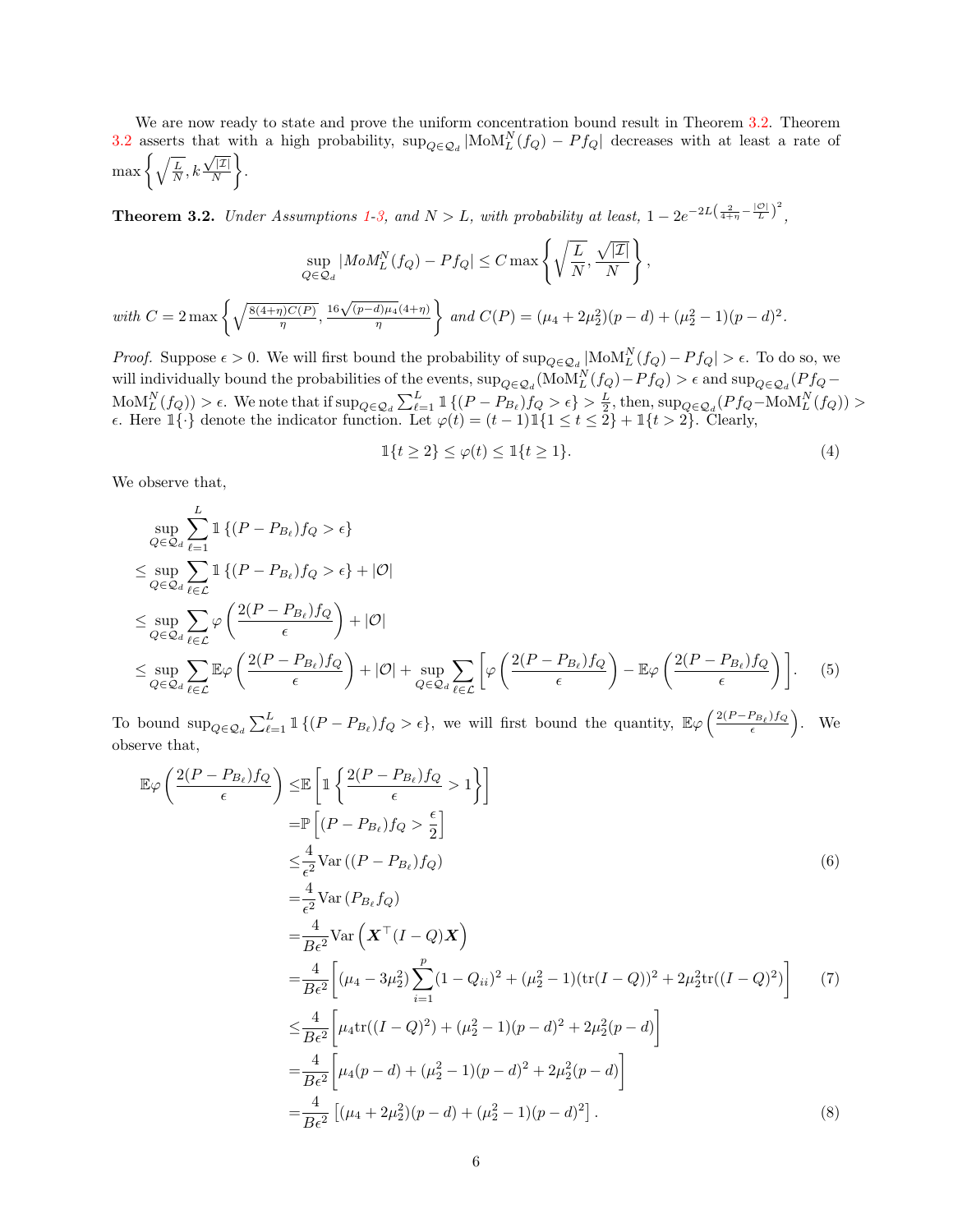We are now ready to state and prove the uniform concentration bound result in Theorem 3.2. Theorem 3.2 asserts that with a high probability, $\sup_{Q\in\mathcal{Q}_d} |\mathrm{MoM}_L^N(f_Q) - Pf_Q|$ decreases with at least a rate of $\max\left\{\sqrt{\frac{L}{N}}, k\frac{\sqrt{|\mathcal{I}|}}{N}\right\}$.

**Theorem 3.2.** *Under Assumptions 1-3, and $N > L$, with probability at least, $1 - 2e^{-2L\left(\frac{2}{4+\eta} - \frac{|\mathcal{O}|}{L}\right)^2}$,*

$$\sup_{Q\in\mathcal{Q}_d} |MoM_L^N(f_Q) - Pf_Q| \le C \max\left\{\sqrt{\frac{L}{N}}, \frac{\sqrt{|\mathcal{I}|}}{N}\right\},$$

*with $C = 2\max\left\{\sqrt{\frac{8(4+\eta)C(P)}{\eta}}, \frac{16\sqrt{(p-d)\mu_4}(4+\eta)}{\eta}\right\}$ and $C(P) = (\mu_4 + 2\mu_2^2)(p-d) + (\mu_2^2 - 1)(p-d)^2$.*

*Proof.* Suppose $\epsilon > 0$. We will first bound the probability of $\sup_{Q\in\mathcal{Q}_d} |\mathrm{MoM}_L^N(f_Q) - Pf_Q| > \epsilon$. To do so, we will individually bound the probabilities of the events, $\sup_{Q\in\mathcal{Q}_d}(\mathrm{MoM}_L^N(f_Q) - Pf_Q) > \epsilon$ and $\sup_{Q\in\mathcal{Q}_d}(Pf_Q - \mathrm{MoM}_L^N(f_Q)) > \epsilon$. We note that if $\sup_{Q\in\mathcal{Q}_d}\sum_{\ell=1}^L \mathbb{1}\{(P - P_{B_\ell})f_Q > \epsilon\} > \frac{L}{2}$, then, $\sup_{Q\in\mathcal{Q}_d}(Pf_Q - \mathrm{MoM}_L^N(f_Q)) > \epsilon$. Here $\mathbb{1}\{\cdot\}$ denote the indicator function. Let $\varphi(t) = (t-1)\mathbb{1}\{1 \le t \le 2\} + \mathbb{1}\{t > 2\}$. Clearly,

$$\mathbb{1}\{t \ge 2\} \le \varphi(t) \le \mathbb{1}\{t \ge 1\}. \tag{4}$$

We observe that,

$$\begin{aligned}
&\sup_{Q\in\mathcal{Q}_d}\sum_{\ell=1}^L \mathbb{1}\{(P - P_{B_\ell})f_Q > \epsilon\} \\
\le &\sup_{Q\in\mathcal{Q}_d}\sum_{\ell\in\mathcal{L}} \mathbb{1}\{(P - P_{B_\ell})f_Q > \epsilon\} + |\mathcal{O}| \\
\le &\sup_{Q\in\mathcal{Q}_d}\sum_{\ell\in\mathcal{L}} \varphi\left(\frac{2(P - P_{B_\ell})f_Q}{\epsilon}\right) + |\mathcal{O}| \\
\le &\sup_{Q\in\mathcal{Q}_d}\sum_{\ell\in\mathcal{L}} \mathbb{E}\varphi\left(\frac{2(P - P_{B_\ell})f_Q}{\epsilon}\right) + |\mathcal{O}| + \sup_{Q\in\mathcal{Q}_d}\sum_{\ell\in\mathcal{L}}\left[\varphi\left(\frac{2(P - P_{B_\ell})f_Q}{\epsilon}\right) - \mathbb{E}\varphi\left(\frac{2(P - P_{B_\ell})f_Q}{\epsilon}\right)\right].
\end{aligned} \tag{5}$$

To bound $\sup_{Q\in\mathcal{Q}_d}\sum_{\ell=1}^L \mathbb{1}\{(P - P_{B_\ell})f_Q > \epsilon\}$, we will first bound the quantity, $\mathbb{E}\varphi\left(\frac{2(P-P_{B_\ell})f_Q}{\epsilon}\right)$. We observe that,

$$\begin{aligned}
\mathbb{E}\varphi\left(\frac{2(P - P_{B_\ell})f_Q}{\epsilon}\right) \le &\mathbb{E}\left[\mathbb{1}\left\{\frac{2(P - P_{B_\ell})f_Q}{\epsilon} > 1\right\}\right] \\
= &\mathbb{P}\left[(P - P_{B_\ell})f_Q > \frac{\epsilon}{2}\right] \\
\le &\frac{4}{\epsilon^2}\mathrm{Var}\left((P - P_{B_\ell})f_Q\right) && (6) \\
= &\frac{4}{\epsilon^2}\mathrm{Var}\left(P_{B_\ell}f_Q\right) \\
= &\frac{4}{B\epsilon^2}\mathrm{Var}\left(\boldsymbol{X}^\top(I - Q)\boldsymbol{X}\right) \\
= &\frac{4}{B\epsilon^2}\left[(\mu_4 - 3\mu_2^2)\sum_{i=1}^p(1 - Q_{ii})^2 + (\mu_2^2 - 1)(\mathrm{tr}(I - Q))^2 + 2\mu_2^2\mathrm{tr}((I - Q)^2)\right] && (7) \\
\le &\frac{4}{B\epsilon^2}\left[\mu_4\mathrm{tr}((I - Q)^2) + (\mu_2^2 - 1)(p-d)^2 + 2\mu_2^2(p-d)\right] \\
= &\frac{4}{B\epsilon^2}\left[\mu_4(p-d) + (\mu_2^2 - 1)(p-d)^2 + 2\mu_2^2(p-d)\right] \\
= &\frac{4}{B\epsilon^2}\left[(\mu_4 + 2\mu_2^2)(p-d) + (\mu_2^2 - 1)(p-d)^2\right]. && (8)
\end{aligned}$$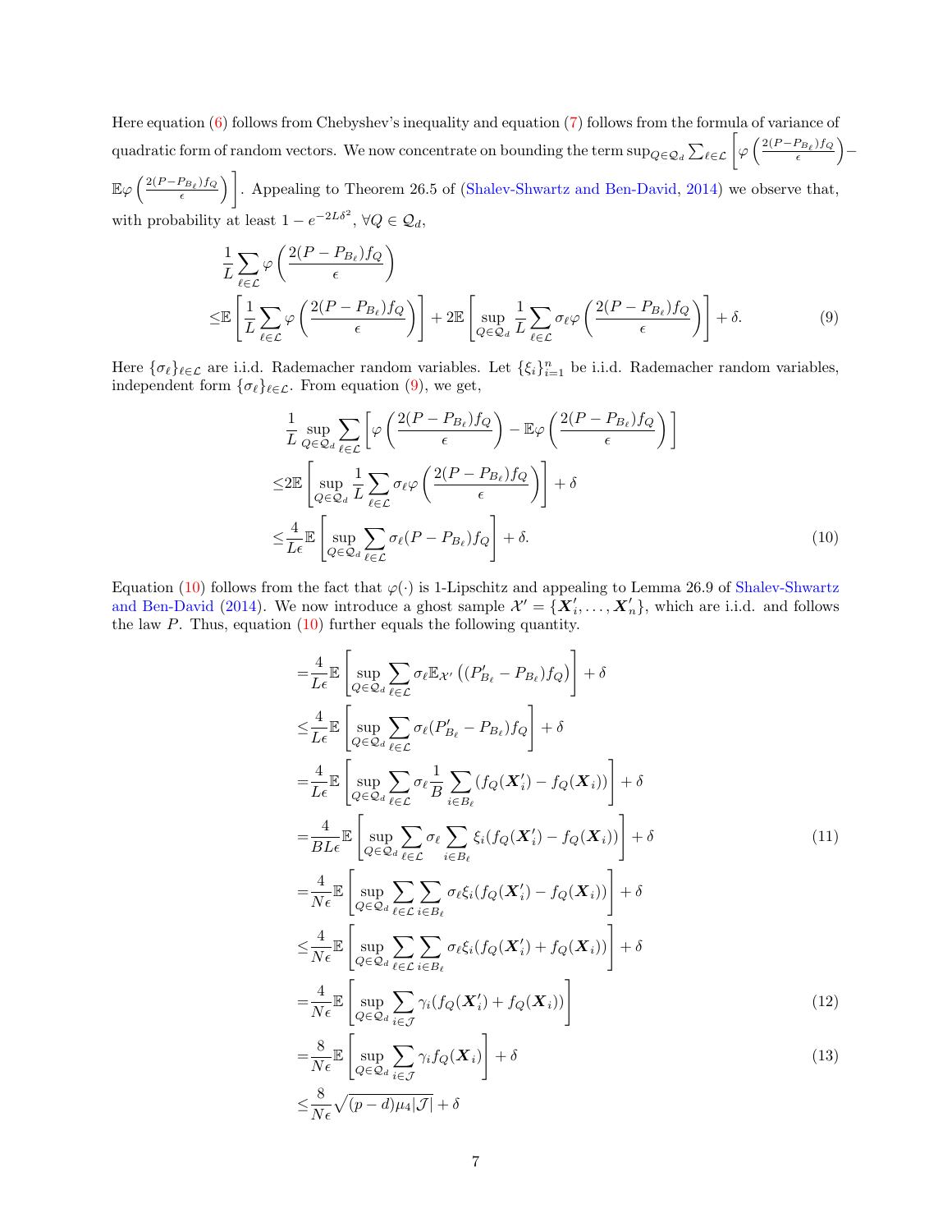Here equation (6) follows from Chebyshev's inequality and equation (7) follows from the formula of variance of quadratic form of random vectors. We now concentrate on bounding the term $\sup_{Q \in \mathcal{Q}_d} \sum_{\ell \in \mathcal{L}} \left[ \varphi\left(\frac{2(P-P_{B_\ell})f_Q}{\epsilon}\right) - \mathbb{E}\varphi\left(\frac{2(P-P_{B_\ell})f_Q}{\epsilon}\right)\right]$. Appealing to Theorem 26.5 of (Shalev-Shwartz and Ben-David, 2014) we observe that, with probability at least $1-e^{-2L\delta^2}$, $\forall Q \in \mathcal{Q}_d$,

$$
\begin{aligned}
&\frac{1}{L}\sum_{\ell \in \mathcal{L}} \varphi\left(\frac{2(P-P_{B_\ell})f_Q}{\epsilon}\right) \\
\leq &\mathbb{E}\left[\frac{1}{L}\sum_{\ell \in \mathcal{L}} \varphi\left(\frac{2(P-P_{B_\ell})f_Q}{\epsilon}\right)\right] + 2\mathbb{E}\left[\sup_{Q \in \mathcal{Q}_d} \frac{1}{L}\sum_{\ell \in \mathcal{L}} \sigma_\ell \varphi\left(\frac{2(P-P_{B_\ell})f_Q}{\epsilon}\right)\right] + \delta. \qquad (9)
\end{aligned}
$$

Here $\{\sigma_\ell\}_{\ell \in \mathcal{L}}$ are i.i.d. Rademacher random variables. Let $\{\xi_i\}_{i=1}^n$ be i.i.d. Rademacher random variables, independent form $\{\sigma_\ell\}_{\ell \in \mathcal{L}}$. From equation (9), we get,

$$
\begin{aligned}
&\frac{1}{L}\sup_{Q \in \mathcal{Q}_d} \sum_{\ell \in \mathcal{L}} \left[\varphi\left(\frac{2(P-P_{B_\ell})f_Q}{\epsilon}\right) - \mathbb{E}\varphi\left(\frac{2(P-P_{B_\ell})f_Q}{\epsilon}\right)\right] \\
\leq &2\mathbb{E}\left[\sup_{Q \in \mathcal{Q}_d} \frac{1}{L}\sum_{\ell \in \mathcal{L}} \sigma_\ell \varphi\left(\frac{2(P-P_{B_\ell})f_Q}{\epsilon}\right)\right] + \delta \\
\leq &\frac{4}{L\epsilon}\mathbb{E}\left[\sup_{Q \in \mathcal{Q}_d} \sum_{\ell \in \mathcal{L}} \sigma_\ell (P-P_{B_\ell})f_Q\right] + \delta. \qquad (10)
\end{aligned}
$$

Equation (10) follows from the fact that $\varphi(\cdot)$ is 1-Lipschitz and appealing to Lemma 26.9 of Shalev-Shwartz and Ben-David (2014). We now introduce a ghost sample $\mathcal{X}' = \{\boldsymbol{X}_i', \dots, \boldsymbol{X}_n'\}$, which are i.i.d. and follows the law $P$. Thus, equation (10) further equals the following quantity.

$$
\begin{aligned}
&= \frac{4}{L\epsilon}\mathbb{E}\left[\sup_{Q \in \mathcal{Q}_d} \sum_{\ell \in \mathcal{L}} \sigma_\ell \mathbb{E}_{\mathcal{X}'}\left((P'_{B_\ell} - P_{B_\ell})f_Q\right)\right] + \delta \\
&\leq \frac{4}{L\epsilon}\mathbb{E}\left[\sup_{Q \in \mathcal{Q}_d} \sum_{\ell \in \mathcal{L}} \sigma_\ell (P'_{B_\ell} - P_{B_\ell})f_Q\right] + \delta \\
&= \frac{4}{L\epsilon}\mathbb{E}\left[\sup_{Q \in \mathcal{Q}_d} \sum_{\ell \in \mathcal{L}} \sigma_\ell \frac{1}{B}\sum_{i \in B_\ell}(f_Q(\boldsymbol{X}_i') - f_Q(\boldsymbol{X}_i))\right] + \delta \\
&= \frac{4}{BL\epsilon}\mathbb{E}\left[\sup_{Q \in \mathcal{Q}_d} \sum_{\ell \in \mathcal{L}} \sigma_\ell \sum_{i \in B_\ell}\xi_i(f_Q(\boldsymbol{X}_i') - f_Q(\boldsymbol{X}_i))\right] + \delta \qquad (11) \\
&= \frac{4}{N\epsilon}\mathbb{E}\left[\sup_{Q \in \mathcal{Q}_d} \sum_{\ell \in \mathcal{L}} \sum_{i \in B_\ell}\sigma_\ell \xi_i(f_Q(\boldsymbol{X}_i') - f_Q(\boldsymbol{X}_i))\right] + \delta \\
&\leq \frac{4}{N\epsilon}\mathbb{E}\left[\sup_{Q \in \mathcal{Q}_d} \sum_{\ell \in \mathcal{L}} \sum_{i \in B_\ell}\sigma_\ell \xi_i(f_Q(\boldsymbol{X}_i') + f_Q(\boldsymbol{X}_i))\right] + \delta \\
&= \frac{4}{N\epsilon}\mathbb{E}\left[\sup_{Q \in \mathcal{Q}_d} \sum_{i \in \mathcal{J}} \gamma_i(f_Q(\boldsymbol{X}_i') + f_Q(\boldsymbol{X}_i))\right] \qquad (12) \\
&= \frac{8}{N\epsilon}\mathbb{E}\left[\sup_{Q \in \mathcal{Q}_d} \sum_{i \in \mathcal{J}} \gamma_i f_Q(\boldsymbol{X}_i)\right] + \delta \qquad (13) \\
&\leq \frac{8}{N\epsilon}\sqrt{(p-d)\mu_4|\mathcal{J}|} + \delta
\end{aligned}
$$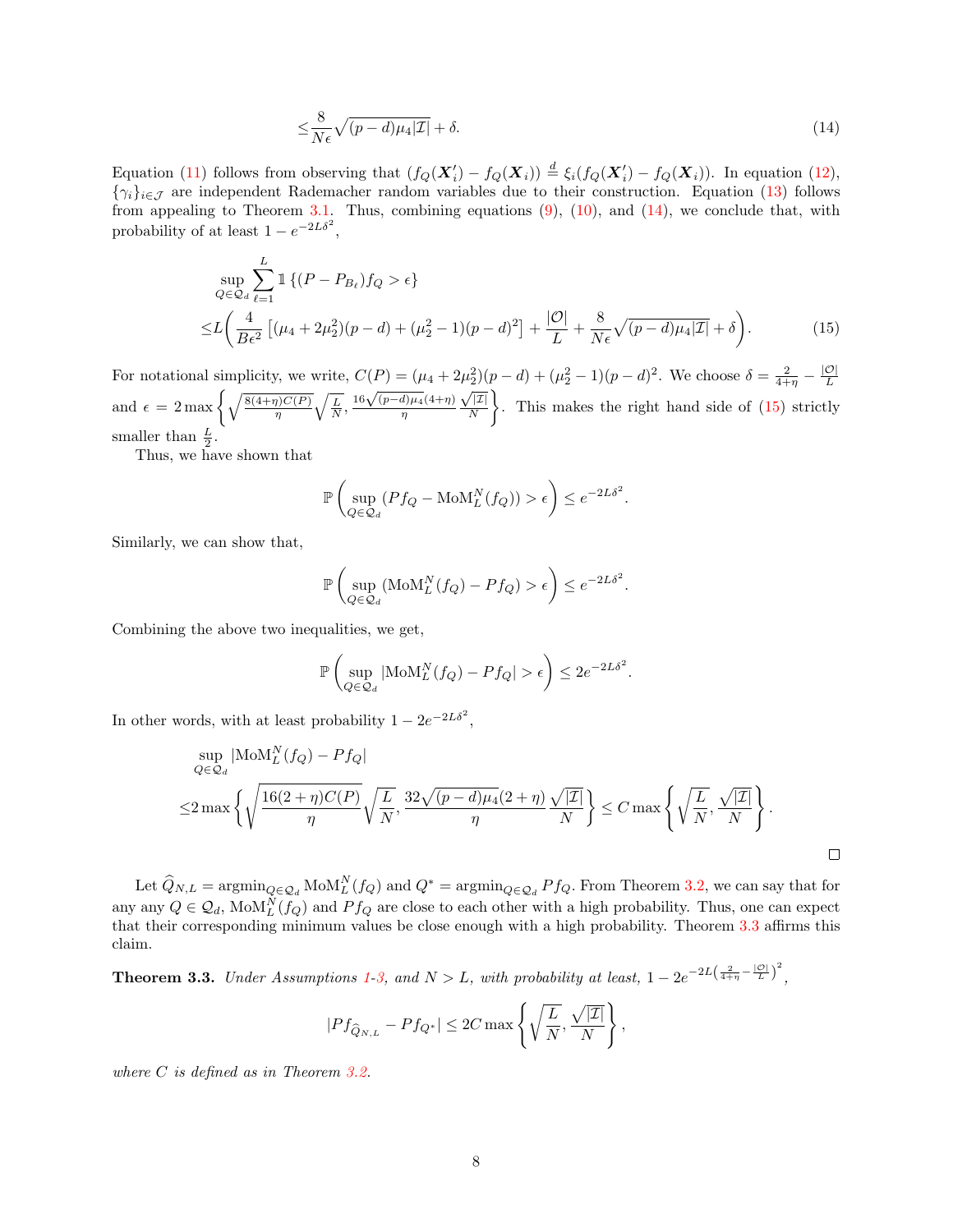$$\leq \frac{8}{N\epsilon}\sqrt{(p-d)\mu_4|\mathcal{I}|} + \delta. \tag{14}$$

Equation (11) follows from observing that $(f_Q(\boldsymbol{X}_i') - f_Q(\boldsymbol{X}_i)) \stackrel{d}{=} \xi_i(f_Q(\boldsymbol{X}_i') - f_Q(\boldsymbol{X}_i))$. In equation (12), $\{\gamma_i\}_{i\in\mathcal{J}}$ are independent Rademacher random variables due to their construction. Equation (13) follows from appealing to Theorem 3.1. Thus, combining equations (9), (10), and (14), we conclude that, with probability of at least $1 - e^{-2L\delta^2}$,

$$\begin{aligned}
&\sup_{Q\in\mathcal{Q}_d} \sum_{\ell=1}^{L} \mathbb{1}\left\{(P - P_{B_\ell})f_Q > \epsilon\right\} \\
\leq& L\bigg(\frac{4}{B\epsilon^2}\left[(\mu_4 + 2\mu_2^2)(p-d) + (\mu_2^2 - 1)(p-d)^2\right] + \frac{|\mathcal{O}|}{L} + \frac{8}{N\epsilon}\sqrt{(p-d)\mu_4|\mathcal{I}|} + \delta\bigg).
\end{aligned} \tag{15}$$

For notational simplicity, we write, $C(P) = (\mu_4 + 2\mu_2^2)(p-d) + (\mu_2^2 - 1)(p-d)^2$. We choose $\delta = \frac{2}{4+\eta} - \frac{|\mathcal{O}|}{L}$ and $\epsilon = 2\max\left\{\sqrt{\frac{8(4+\eta)C(P)}{\eta}}\sqrt{\frac{L}{N}}, \frac{16\sqrt{(p-d)\mu_4}(4+\eta)}{\eta}\frac{\sqrt{|\mathcal{I}|}}{N}\right\}$. This makes the right hand side of (15) strictly smaller than $\frac{L}{2}$.

Thus, we have shown that

$$\mathbb{P}\left(\sup_{Q\in\mathcal{Q}_d}\left(Pf_Q - \text{MoM}_L^N(f_Q)\right) > \epsilon\right) \leq e^{-2L\delta^2}.$$

Similarly, we can show that,

$$\mathbb{P}\left(\sup_{Q\in\mathcal{Q}_d}\left(\text{MoM}_L^N(f_Q) - Pf_Q\right) > \epsilon\right) \leq e^{-2L\delta^2}.$$

Combining the above two inequalities, we get,

$$\mathbb{P}\left(\sup_{Q\in\mathcal{Q}_d}|\text{MoM}_L^N(f_Q) - Pf_Q| > \epsilon\right) \leq 2e^{-2L\delta^2}.$$

In other words, with at least probability $1 - 2e^{-2L\delta^2}$,

$$\begin{aligned}
&\sup_{Q\in\mathcal{Q}_d}|\text{MoM}_L^N(f_Q) - Pf_Q| \\
\leq& 2\max\left\{\sqrt{\frac{16(2+\eta)C(P)}{\eta}}\sqrt{\frac{L}{N}}, \frac{32\sqrt{(p-d)\mu_4}(2+\eta)}{\eta}\frac{\sqrt{|\mathcal{I}|}}{N}\right\} \leq C\max\left\{\sqrt{\frac{L}{N}}, \frac{\sqrt{|\mathcal{I}|}}{N}\right\}.
\end{aligned}$$

□

Let $\widehat{Q}_{N,L} = \text{argmin}_{Q\in\mathcal{Q}_d}\text{MoM}_L^N(f_Q)$ and $Q^* = \text{argmin}_{Q\in\mathcal{Q}_d}Pf_Q$. From Theorem 3.2, we can say that for any any $Q\in\mathcal{Q}_d$, $\text{MoM}_L^N(f_Q)$ and $Pf_Q$ are close to each other with a high probability. Thus, one can expect that their corresponding minimum values be close enough with a high probability. Theorem 3.3 affirms this claim.

**Theorem 3.3.** *Under Assumptions 1-3, and $N > L$, with probability at least, $1 - 2e^{-2L\left(\frac{2}{4+\eta} - \frac{|\mathcal{O}|}{L}\right)^2}$,*

$$|Pf_{\widehat{Q}_{N,L}} - Pf_{Q^*}| \leq 2C\max\left\{\sqrt{\frac{L}{N}}, \frac{\sqrt{|\mathcal{I}|}}{N}\right\},$$

*where $C$ is defined as in Theorem 3.2.*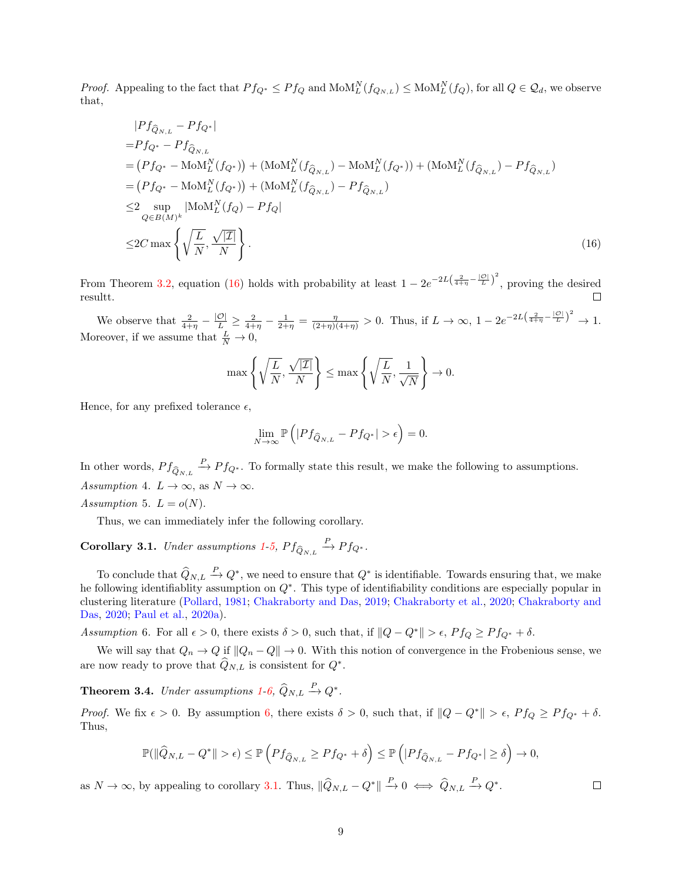*Proof.* Appealing to the fact that $Pf_{Q^*} \leq Pf_Q$ and $\text{MoM}_L^N(f_{Q_{N,L}}) \leq \text{MoM}_L^N(f_Q)$, for all $Q \in \mathcal{Q}_d$, we observe that,

$$
\begin{aligned}
& |Pf_{\widehat{Q}_{N,L}} - Pf_{Q^*}| \\
=& Pf_{Q^*} - Pf_{\widehat{Q}_{N,L}} \\
=& \left(Pf_{Q^*} - \text{MoM}_L^N(f_{Q^*})\right) + (\text{MoM}_L^N(f_{\widehat{Q}_{N,L}}) - \text{MoM}_L^N(f_{Q^*})) + (\text{MoM}_L^N(f_{\widehat{Q}_{N,L}}) - Pf_{\widehat{Q}_{N,L}}) \\
=& \left(Pf_{Q^*} - \text{MoM}_L^N(f_{Q^*})\right) + (\text{MoM}_L^N(f_{\widehat{Q}_{N,L}}) - Pf_{\widehat{Q}_{N,L}}) \\
\leq & 2 \sup_{Q \in B(M)^k} |\text{MoM}_L^N(f_Q) - Pf_Q| \\
\leq & 2C \max\left\{\sqrt{\frac{L}{N}}, \frac{\sqrt{|\mathcal{I}|}}{N}\right\}.
\end{aligned} \tag{16}
$$

From Theorem 3.2, equation (16) holds with probability at least $1 - 2e^{-2L\left(\frac{2}{4+\eta} - \frac{|\mathcal{O}|}{L}\right)^2}$, proving the desired resultt. $\square$

We observe that $\frac{2}{4+\eta} - \frac{|\mathcal{O}|}{L} \geq \frac{2}{4+\eta} - \frac{1}{2+\eta} = \frac{\eta}{(2+\eta)(4+\eta)} > 0$. Thus, if $L \to \infty$, $1 - 2e^{-2L\left(\frac{2}{4+\eta} - \frac{|\mathcal{O}|}{L}\right)^2} \to 1$. Moreover, if we assume that $\frac{L}{N} \to 0$,

$$
\max\left\{\sqrt{\frac{L}{N}}, \frac{\sqrt{|\mathcal{I}|}}{N}\right\} \leq \max\left\{\sqrt{\frac{L}{N}}, \frac{1}{\sqrt{N}}\right\} \to 0.
$$

Hence, for any prefixed tolerance $\epsilon$,

$$
\lim_{N \to \infty} \mathbb{P}\left(|Pf_{\widehat{Q}_{N,L}} - Pf_{Q^*}| > \epsilon\right) = 0.
$$

In other words, $Pf_{\widehat{Q}_{N,L}} \xrightarrow{P} Pf_{Q^*}$. To formally state this result, we make the following to assumptions.

*Assumption* 4. $L \to \infty$, as $N \to \infty$.

*Assumption* 5. $L = o(N)$.

Thus, we can immediately infer the following corollary.

**Corollary 3.1.** *Under assumptions 1-5,* $Pf_{\widehat{Q}_{N,L}} \xrightarrow{P} Pf_{Q^*}$.

To conclude that $\widehat{Q}_{N,L} \xrightarrow{P} Q^*$, we need to ensure that $Q^*$ is identifiable. Towards ensuring that, we make he following identifiablity assumption on $Q^*$. This type of identifiability conditions are especially popular in clustering literature (Pollard, 1981; Chakraborty and Das, 2019; Chakraborty et al., 2020; Chakraborty and Das, 2020; Paul et al., 2020a).

*Assumption* 6. For all $\epsilon > 0$, there exists $\delta > 0$, such that, if $\|Q - Q^*\| > \epsilon$, $Pf_Q \geq Pf_{Q^*} + \delta$.

We will say that $Q_n \to Q$ if $\|Q_n - Q\| \to 0$. With this notion of convergence in the Frobenious sense, we are now ready to prove that $\widehat{Q}_{N,L}$ is consistent for $Q^*$.

**Theorem 3.4.** *Under assumptions 1-6,* $\widehat{Q}_{N,L} \xrightarrow{P} Q^*$.

*Proof.* We fix $\epsilon > 0$. By assumption 6, there exists $\delta > 0$, such that, if $\|Q - Q^*\| > \epsilon$, $Pf_Q \geq Pf_{Q^*} + \delta$. Thus,

$$
\mathbb{P}(\|\widehat{Q}_{N,L} - Q^*\| > \epsilon) \leq \mathbb{P}\left(Pf_{\widehat{Q}_{N,L}} \geq Pf_{Q^*} + \delta\right) \leq \mathbb{P}\left(|Pf_{\widehat{Q}_{N,L}} - Pf_{Q^*}| \geq \delta\right) \to 0,
$$

as $N \to \infty$, by appealing to corollary 3.1. Thus, $\|\widehat{Q}_{N,L} - Q^*\| \xrightarrow{P} 0 \iff \widehat{Q}_{N,L} \xrightarrow{P} Q^*$. $\square$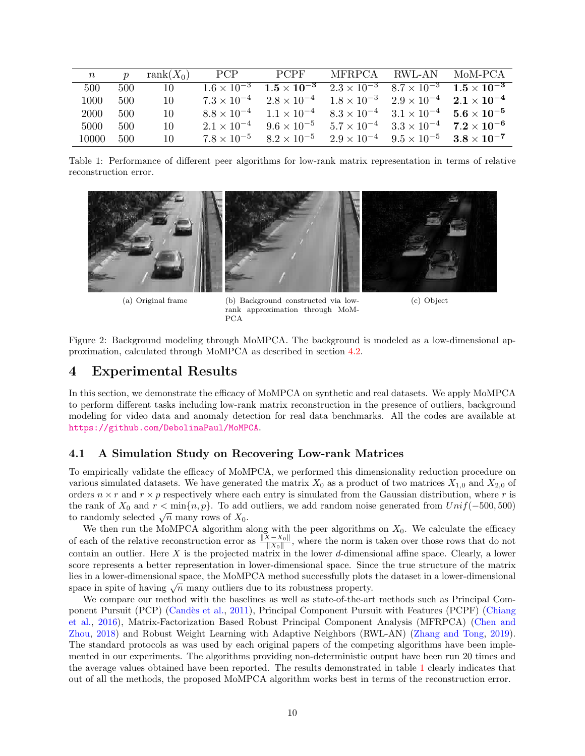| $n$ | $p$ | rank$(X_0)$ | PCP | PCPF | MFRPCA | RWL-AN | MoM-PCA |
|---|---|---|---|---|---|---|---|
| 500 | 500 | 10 | $1.6 \times 10^{-3}$ | $\mathbf{1.5 \times 10^{-3}}$ | $2.3 \times 10^{-3}$ | $8.7 \times 10^{-3}$ | $\mathbf{1.5 \times 10^{-3}}$ |
| 1000 | 500 | 10 | $7.3 \times 10^{-4}$ | $2.8 \times 10^{-4}$ | $1.8 \times 10^{-3}$ | $2.9 \times 10^{-4}$ | $\mathbf{2.1 \times 10^{-4}}$ |
| 2000 | 500 | 10 | $8.8 \times 10^{-4}$ | $1.1 \times 10^{-4}$ | $8.3 \times 10^{-4}$ | $3.1 \times 10^{-4}$ | $\mathbf{5.6 \times 10^{-5}}$ |
| 5000 | 500 | 10 | $2.1 \times 10^{-4}$ | $9.6 \times 10^{-5}$ | $5.7 \times 10^{-4}$ | $3.3 \times 10^{-4}$ | $\mathbf{7.2 \times 10^{-6}}$ |
| 10000 | 500 | 10 | $7.8 \times 10^{-5}$ | $8.2 \times 10^{-5}$ | $2.9 \times 10^{-4}$ | $9.5 \times 10^{-5}$ | $\mathbf{3.8 \times 10^{-7}}$ |

Table 1: Performance of different peer algorithms for low-rank matrix representation in terms of relative reconstruction error.

(a) Original frame

(b) Background constructed via low-rank approximation through MoM-PCA

(c) Object

Figure 2: Background modeling through MoMPCA. The background is modeled as a low-dimensional approximation, calculated through MoMPCA as described in section 4.2.

# 4 Experimental Results

In this section, we demonstrate the efficacy of MoMPCA on synthetic and real datasets. We apply MoMPCA to perform different tasks including low-rank matrix reconstruction in the presence of outliers, background modeling for video data and anomaly detection for real data benchmarks. All the codes are available at https://github.com/DebolinaPaul/MoMPCA.

## 4.1 A Simulation Study on Recovering Low-rank Matrices

To empirically validate the efficacy of MoMPCA, we performed this dimensionality reduction procedure on various simulated datasets. We have generated the matrix $X_0$ as a product of two matrices $X_{1,0}$ and $X_{2,0}$ of orders $n \times r$ and $r \times p$ respectively where each entry is simulated from the Gaussian distribution, where $r$ is the rank of $X_0$ and $r < \min\{n, p\}$. To add outliers, we add random noise generated from $Unif(-500, 500)$ to randomly selected $\sqrt{n}$ many rows of $X_0$.

We then run the MoMPCA algorithm along with the peer algorithms on $X_0$. We calculate the efficacy of each of the relative reconstruction error as $\frac{\|X - X_0\|}{\|X_0\|}$, where the norm is taken over those rows that do not contain an outlier. Here $X$ is the projected matrix in the lower $d$-dimensional affine space. Clearly, a lower score represents a better representation in lower-dimensional space. Since the true structure of the matrix lies in a lower-dimensional space, the MoMPCA method successfully plots the dataset in a lower-dimensional space in spite of having $\sqrt{n}$ many outliers due to its robustness property.

We compare our method with the baselines as well as state-of-the-art methods such as Principal Component Pursuit (PCP) (Candès et al., 2011), Principal Component Pursuit with Features (PCPF) (Chiang et al., 2016), Matrix-Factorization Based Robust Principal Component Analysis (MFRPCA) (Chen and Zhou, 2018) and Robust Weight Learning with Adaptive Neighbors (RWL-AN) (Zhang and Tong, 2019). The standard protocols as was used by each original papers of the competing algorithms have been implemented in our experiments. The algorithms providing non-deterministic output have been run 20 times and the average values obtained have been reported. The results demonstrated in table 1 clearly indicates that out of all the methods, the proposed MoMPCA algorithm works best in terms of the reconstruction error.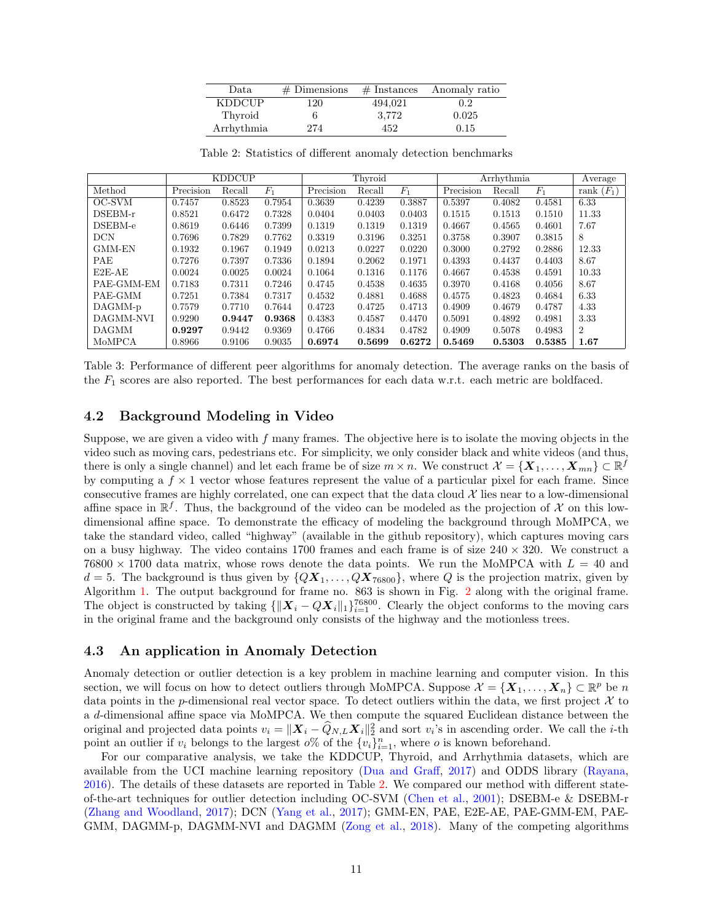| Data | # Dimensions | # Instances | Anomaly ratio |
|---|---|---|---|
| KDDCUP | 120 | 494,021 | 0.2 |
| Thyroid | 6 | 3,772 | 0.025 |
| Arrhythmia | 274 | 452 | 0.15 |

Table 2: Statistics of different anomaly detection benchmarks

| | KDDCUP | | | Thyroid | | | Arrhythmia | | | Average |
|---|---|---|---|---|---|---|---|---|---|---|
| Method | Precision | Recall | $F_1$ | Precision | Recall | $F_1$ | Precision | Recall | $F_1$ | rank ($F_1$) |
| OC-SVM | 0.7457 | 0.8523 | 0.7954 | 0.3639 | 0.4239 | 0.3887 | 0.5397 | 0.4082 | 0.4581 | 6.33 |
| DSEBM-r | 0.8521 | 0.6472 | 0.7328 | 0.0404 | 0.0403 | 0.0403 | 0.1515 | 0.1513 | 0.1510 | 11.33 |
| DSEBM-e | 0.8619 | 0.6446 | 0.7399 | 0.1319 | 0.1319 | 0.1319 | 0.4667 | 0.4565 | 0.4601 | 7.67 |
| DCN | 0.7696 | 0.7829 | 0.7762 | 0.3319 | 0.3196 | 0.3251 | 0.3758 | 0.3907 | 0.3815 | 8 |
| GMM-EN | 0.1932 | 0.1967 | 0.1949 | 0.0213 | 0.0227 | 0.0220 | 0.3000 | 0.2792 | 0.2886 | 12.33 |
| PAE | 0.7276 | 0.7397 | 0.7336 | 0.1894 | 0.2062 | 0.1971 | 0.4393 | 0.4437 | 0.4403 | 8.67 |
| E2E-AE | 0.0024 | 0.0025 | 0.0024 | 0.1064 | 0.1316 | 0.1176 | 0.4667 | 0.4538 | 0.4591 | 10.33 |
| PAE-GMM-EM | 0.7183 | 0.7311 | 0.7246 | 0.4745 | 0.4538 | 0.4635 | 0.3970 | 0.4168 | 0.4056 | 8.67 |
| PAE-GMM | 0.7251 | 0.7384 | 0.7317 | 0.4532 | 0.4881 | 0.4688 | 0.4575 | 0.4823 | 0.4684 | 6.33 |
| DAGMM-p | 0.7579 | 0.7710 | 0.7644 | 0.4723 | 0.4725 | 0.4713 | 0.4909 | 0.4679 | 0.4787 | 4.33 |
| DAGMM-NVI | 0.9290 | **0.9447** | **0.9368** | 0.4383 | 0.4587 | 0.4470 | 0.5091 | 0.4892 | 0.4981 | 3.33 |
| DAGMM | **0.9297** | 0.9442 | 0.9369 | 0.4766 | 0.4834 | 0.4782 | 0.4909 | 0.5078 | 0.4983 | 2 |
| MoMPCA | 0.8966 | 0.9106 | 0.9035 | **0.6974** | **0.5699** | **0.6272** | **0.5469** | **0.5303** | **0.5385** | **1.67** |

Table 3: Performance of different peer algorithms for anomaly detection. The average ranks on the basis of the $F_1$ scores are also reported. The best performances for each data w.r.t. each metric are boldfaced.

## 4.2 Background Modeling in Video

Suppose, we are given a video with $f$ many frames. The objective here is to isolate the moving objects in the video such as moving cars, pedestrians etc. For simplicity, we only consider black and white videos (and thus, there is only a single channel) and let each frame be of size $m \times n$. We construct $\mathcal{X} = \{\boldsymbol{X}_1, \ldots, \boldsymbol{X}_{mn}\} \subset \mathbb{R}^f$ by computing a $f \times 1$ vector whose features represent the value of a particular pixel for each frame. Since consecutive frames are highly correlated, one can expect that the data cloud $\mathcal{X}$ lies near to a low-dimensional affine space in $\mathbb{R}^f$. Thus, the background of the video can be modeled as the projection of $\mathcal{X}$ on this low-dimensional affine space. To demonstrate the efficacy of modeling the background through MoMPCA, we take the standard video, called "highway" (available in the github repository), which captures moving cars on a busy highway. The video contains 1700 frames and each frame is of size $240 \times 320$. We construct a $76800 \times 1700$ data matrix, whose rows denote the data points. We run the MoMPCA with $L = 40$ and $d = 5$. The background is thus given by $\{Q\boldsymbol{X}_1, \ldots, Q\boldsymbol{X}_{76800}\}$, where $Q$ is the projection matrix, given by Algorithm 1. The output background for frame no. 863 is shown in Fig. 2 along with the original frame. The object is constructed by taking $\{\|\boldsymbol{X}_i - Q\boldsymbol{X}_i\|_1\}_{i=1}^{76800}$. Clearly the object conforms to the moving cars in the original frame and the background only consists of the highway and the motionless trees.

## 4.3 An application in Anomaly Detection

Anomaly detection or outlier detection is a key problem in machine learning and computer vision. In this section, we will focus on how to detect outliers through MoMPCA. Suppose $\mathcal{X} = \{\boldsymbol{X}_1, \ldots, \boldsymbol{X}_n\} \subset \mathbb{R}^p$ be $n$ data points in the $p$-dimensional real vector space. To detect outliers within the data, we first project $\mathcal{X}$ to a $d$-dimensional affine space via MoMPCA. We then compute the squared Euclidean distance between the original and projected data points $v_i = \|\boldsymbol{X}_i - \widehat{Q}_{N,L}\boldsymbol{X}_i\|_2^2$ and sort $v_i$'s in ascending order. We call the $i$-th point an outlier if $v_i$ belongs to the largest $o\%$ of the $\{v_i\}_{i=1}^n$, where $o$ is known beforehand.

For our comparative analysis, we take the KDDCUP, Thyroid, and Arrhythmia datasets, which are available from the UCI machine learning repository (Dua and Graff, 2017) and ODDS library (Rayana, 2016). The details of these datasets are reported in Table 2. We compared our method with different state-of-the-art techniques for outlier detection including OC-SVM (Chen et al., 2001); DSEBM-e & DSEBM-r (Zhang and Woodland, 2017); DCN (Yang et al., 2017); GMM-EN, PAE, E2E-AE, PAE-GMM-EM, PAE-GMM, DAGMM-p, DAGMM-NVI and DAGMM (Zong et al., 2018). Many of the competing algorithms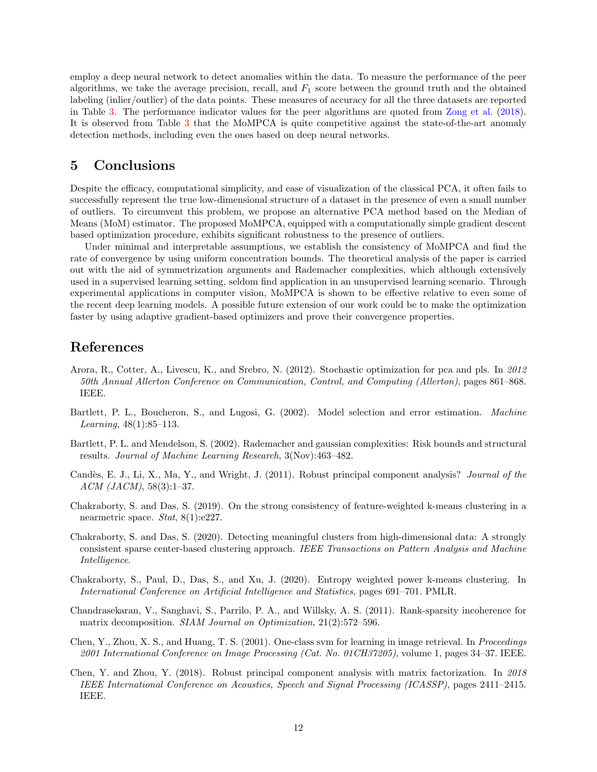employ a deep neural network to detect anomalies within the data. To measure the performance of the peer algorithms, we take the average precision, recall, and $F_1$ score between the ground truth and the obtained labeling (inlier/outlier) of the data points. These measures of accuracy for all the three datasets are reported in Table 3. The performance indicator values for the peer algorithms are quoted from Zong et al. (2018). It is observed from Table 3 that the MoMPCA is quite competitive against the state-of-the-art anomaly detection methods, including even the ones based on deep neural networks.

## 5 Conclusions

Despite the efficacy, computational simplicity, and ease of visualization of the classical PCA, it often fails to successfully represent the true low-dimensional structure of a dataset in the presence of even a small number of outliers. To circumvent this problem, we propose an alternative PCA method based on the Median of Means (MoM) estimator. The proposed MoMPCA, equipped with a computationally simple gradient descent based optimization procedure, exhibits significant robustness to the presence of outliers.

Under minimal and interpretable assumptions, we establish the consistency of MoMPCA and find the rate of convergence by using uniform concentration bounds. The theoretical analysis of the paper is carried out with the aid of symmetrization arguments and Rademacher complexities, which although extensively used in a supervised learning setting, seldom find application in an unsupervised learning scenario. Through experimental applications in computer vision, MoMPCA is shown to be effective relative to even some of the recent deep learning models. A possible future extension of our work could be to make the optimization faster by using adaptive gradient-based optimizers and prove their convergence properties.

## References

Arora, R., Cotter, A., Livescu, K., and Srebro, N. (2012). Stochastic optimization for pca and pls. In *2012 50th Annual Allerton Conference on Communication, Control, and Computing (Allerton)*, pages 861–868. IEEE.

Bartlett, P. L., Boucheron, S., and Lugosi, G. (2002). Model selection and error estimation. *Machine Learning*, 48(1):85–113.

Bartlett, P. L. and Mendelson, S. (2002). Rademacher and gaussian complexities: Risk bounds and structural results. *Journal of Machine Learning Research*, 3(Nov):463–482.

Candès, E. J., Li, X., Ma, Y., and Wright, J. (2011). Robust principal component analysis? *Journal of the ACM (JACM)*, 58(3):1–37.

Chakraborty, S. and Das, S. (2019). On the strong consistency of feature-weighted k-means clustering in a nearmetric space. *Stat*, 8(1):e227.

Chakraborty, S. and Das, S. (2020). Detecting meaningful clusters from high-dimensional data: A strongly consistent sparse center-based clustering approach. *IEEE Transactions on Pattern Analysis and Machine Intelligence*.

Chakraborty, S., Paul, D., Das, S., and Xu, J. (2020). Entropy weighted power k-means clustering. In *International Conference on Artificial Intelligence and Statistics*, pages 691–701. PMLR.

Chandrasekaran, V., Sanghavi, S., Parrilo, P. A., and Willsky, A. S. (2011). Rank-sparsity incoherence for matrix decomposition. *SIAM Journal on Optimization*, 21(2):572–596.

Chen, Y., Zhou, X. S., and Huang, T. S. (2001). One-class svm for learning in image retrieval. In *Proceedings 2001 International Conference on Image Processing (Cat. No. 01CH37205)*, volume 1, pages 34–37. IEEE.

Chen, Y. and Zhou, Y. (2018). Robust principal component analysis with matrix factorization. In *2018 IEEE International Conference on Acoustics, Speech and Signal Processing (ICASSP)*, pages 2411–2415. IEEE.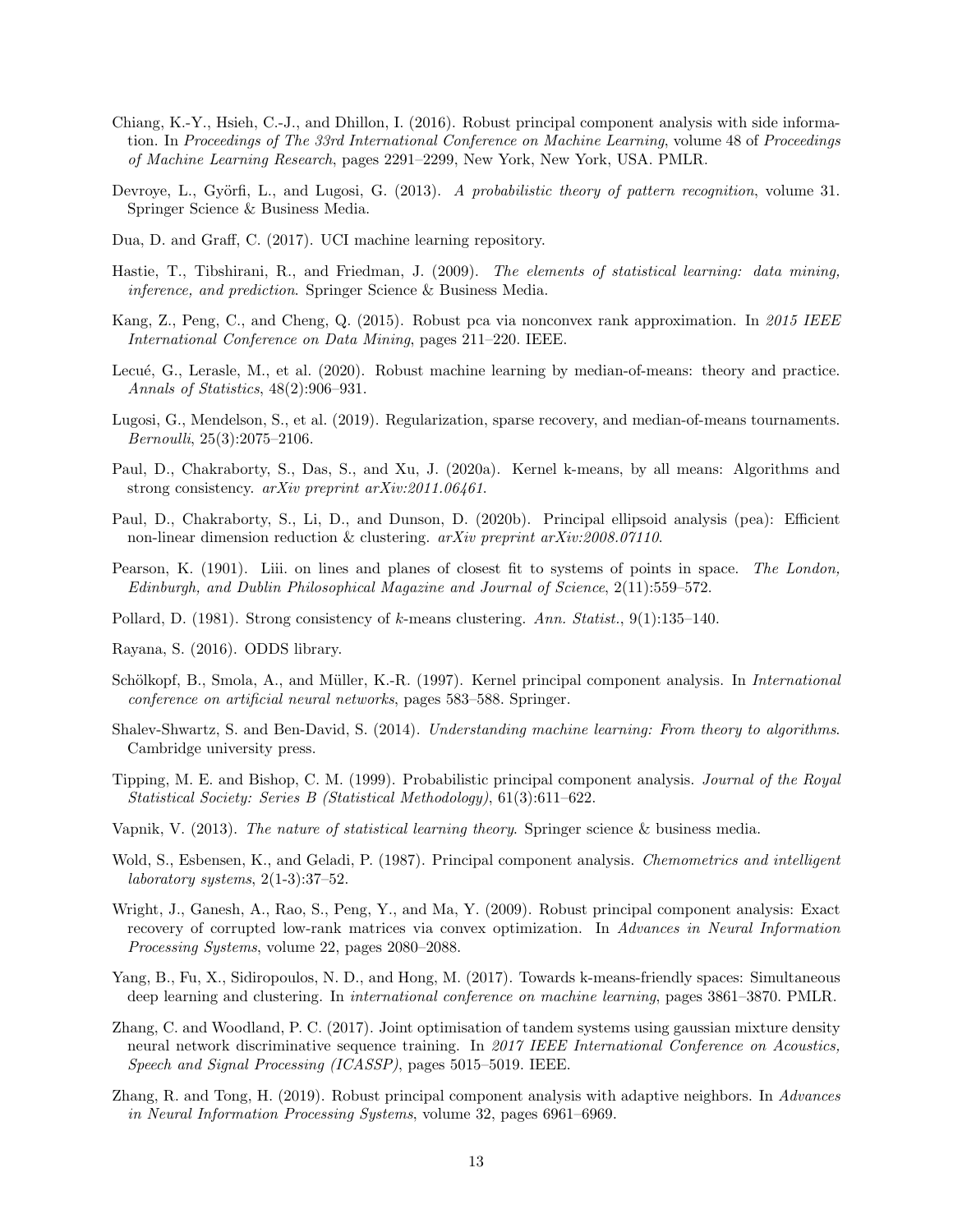Chiang, K.-Y., Hsieh, C.-J., and Dhillon, I. (2016). Robust principal component analysis with side information. In *Proceedings of The 33rd International Conference on Machine Learning*, volume 48 of *Proceedings of Machine Learning Research*, pages 2291–2299, New York, New York, USA. PMLR.

Devroye, L., Györfi, L., and Lugosi, G. (2013). *A probabilistic theory of pattern recognition*, volume 31. Springer Science & Business Media.

Dua, D. and Graff, C. (2017). UCI machine learning repository.

Hastie, T., Tibshirani, R., and Friedman, J. (2009). *The elements of statistical learning: data mining, inference, and prediction*. Springer Science & Business Media.

Kang, Z., Peng, C., and Cheng, Q. (2015). Robust pca via nonconvex rank approximation. In *2015 IEEE International Conference on Data Mining*, pages 211–220. IEEE.

Lecué, G., Lerasle, M., et al. (2020). Robust machine learning by median-of-means: theory and practice. *Annals of Statistics*, 48(2):906–931.

Lugosi, G., Mendelson, S., et al. (2019). Regularization, sparse recovery, and median-of-means tournaments. *Bernoulli*, 25(3):2075–2106.

Paul, D., Chakraborty, S., Das, S., and Xu, J. (2020a). Kernel k-means, by all means: Algorithms and strong consistency. *arXiv preprint arXiv:2011.06461*.

Paul, D., Chakraborty, S., Li, D., and Dunson, D. (2020b). Principal ellipsoid analysis (pea): Efficient non-linear dimension reduction & clustering. *arXiv preprint arXiv:2008.07110*.

Pearson, K. (1901). Liii. on lines and planes of closest fit to systems of points in space. *The London, Edinburgh, and Dublin Philosophical Magazine and Journal of Science*, 2(11):559–572.

Pollard, D. (1981). Strong consistency of *k*-means clustering. *Ann. Statist.*, 9(1):135–140.

Rayana, S. (2016). ODDS library.

Schölkopf, B., Smola, A., and Müller, K.-R. (1997). Kernel principal component analysis. In *International conference on artificial neural networks*, pages 583–588. Springer.

Shalev-Shwartz, S. and Ben-David, S. (2014). *Understanding machine learning: From theory to algorithms*. Cambridge university press.

Tipping, M. E. and Bishop, C. M. (1999). Probabilistic principal component analysis. *Journal of the Royal Statistical Society: Series B (Statistical Methodology)*, 61(3):611–622.

Vapnik, V. (2013). *The nature of statistical learning theory*. Springer science & business media.

Wold, S., Esbensen, K., and Geladi, P. (1987). Principal component analysis. *Chemometrics and intelligent laboratory systems*, 2(1-3):37–52.

Wright, J., Ganesh, A., Rao, S., Peng, Y., and Ma, Y. (2009). Robust principal component analysis: Exact recovery of corrupted low-rank matrices via convex optimization. In *Advances in Neural Information Processing Systems*, volume 22, pages 2080–2088.

Yang, B., Fu, X., Sidiropoulos, N. D., and Hong, M. (2017). Towards k-means-friendly spaces: Simultaneous deep learning and clustering. In *international conference on machine learning*, pages 3861–3870. PMLR.

Zhang, C. and Woodland, P. C. (2017). Joint optimisation of tandem systems using gaussian mixture density neural network discriminative sequence training. In *2017 IEEE International Conference on Acoustics, Speech and Signal Processing (ICASSP)*, pages 5015–5019. IEEE.

Zhang, R. and Tong, H. (2019). Robust principal component analysis with adaptive neighbors. In *Advances in Neural Information Processing Systems*, volume 32, pages 6961–6969.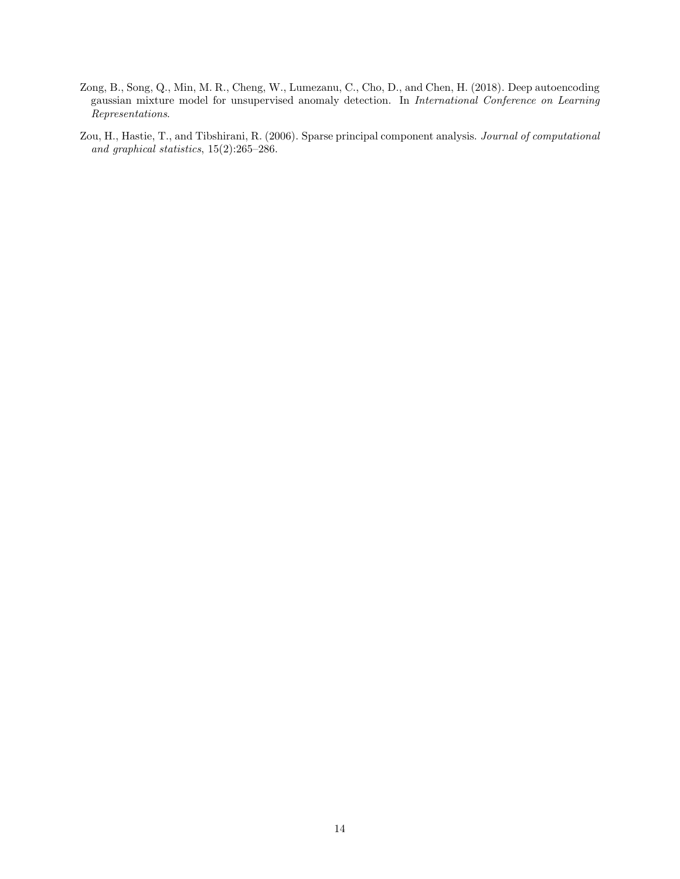Zong, B., Song, Q., Min, M. R., Cheng, W., Lumezanu, C., Cho, D., and Chen, H. (2018). Deep autoencoding gaussian mixture model for unsupervised anomaly detection. In *International Conference on Learning Representations*.

Zou, H., Hastie, T., and Tibshirani, R. (2006). Sparse principal component analysis. *Journal of computational and graphical statistics*, 15(2):265–286.